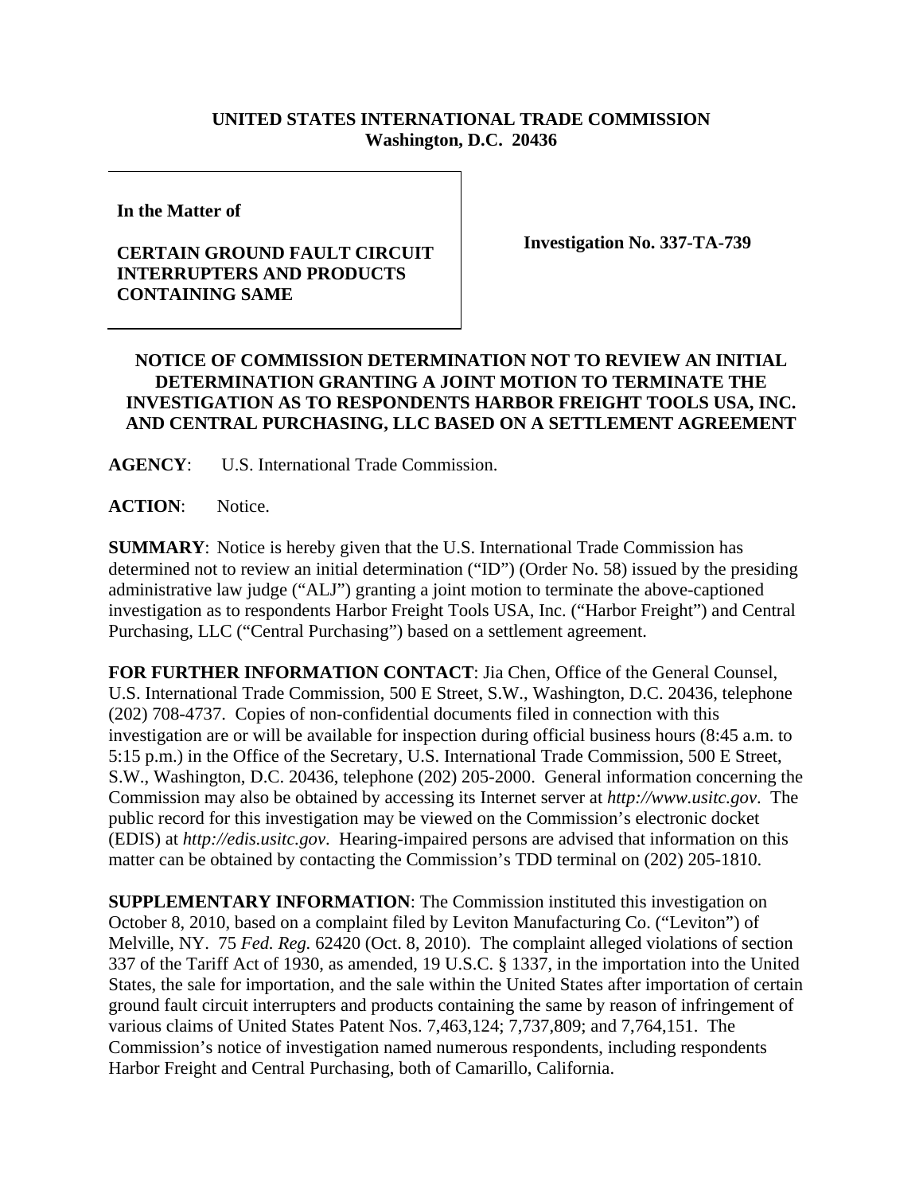**UNITED STATES INTERNATIONAL TRADE COMMISSION**
**Washington, D.C. 20436**

| In the Matter of<br><br>**CERTAIN GROUND FAULT CIRCUIT INTERRUPTERS AND PRODUCTS CONTAINING SAME** | **Investigation No. 337-TA-739** |
|---|---|

## NOTICE OF COMMISSION DETERMINATION NOT TO REVIEW AN INITIAL DETERMINATION GRANTING A JOINT MOTION TO TERMINATE THE INVESTIGATION AS TO RESPONDENTS HARBOR FREIGHT TOOLS USA, INC. AND CENTRAL PURCHASING, LLC BASED ON A SETTLEMENT AGREEMENT

**AGENCY**: U.S. International Trade Commission.

**ACTION**: Notice.

**SUMMARY**: Notice is hereby given that the U.S. International Trade Commission has determined not to review an initial determination ("ID") (Order No. 58) issued by the presiding administrative law judge ("ALJ") granting a joint motion to terminate the above-captioned investigation as to respondents Harbor Freight Tools USA, Inc. ("Harbor Freight") and Central Purchasing, LLC ("Central Purchasing") based on a settlement agreement.

**FOR FURTHER INFORMATION CONTACT**: Jia Chen, Office of the General Counsel, U.S. International Trade Commission, 500 E Street, S.W., Washington, D.C. 20436, telephone (202) 708-4737. Copies of non-confidential documents filed in connection with this investigation are or will be available for inspection during official business hours (8:45 a.m. to 5:15 p.m.) in the Office of the Secretary, U.S. International Trade Commission, 500 E Street, S.W., Washington, D.C. 20436, telephone (202) 205-2000. General information concerning the Commission may also be obtained by accessing its Internet server at *http://www.usitc.gov*. The public record for this investigation may be viewed on the Commission's electronic docket (EDIS) at *http://edis.usitc.gov*. Hearing-impaired persons are advised that information on this matter can be obtained by contacting the Commission's TDD terminal on (202) 205-1810.

**SUPPLEMENTARY INFORMATION**: The Commission instituted this investigation on October 8, 2010, based on a complaint filed by Leviton Manufacturing Co. ("Leviton") of Melville, NY. 75 *Fed. Reg.* 62420 (Oct. 8, 2010). The complaint alleged violations of section 337 of the Tariff Act of 1930, as amended, 19 U.S.C. § 1337, in the importation into the United States, the sale for importation, and the sale within the United States after importation of certain ground fault circuit interrupters and products containing the same by reason of infringement of various claims of United States Patent Nos. 7,463,124; 7,737,809; and 7,764,151. The Commission's notice of investigation named numerous respondents, including respondents Harbor Freight and Central Purchasing, both of Camarillo, California.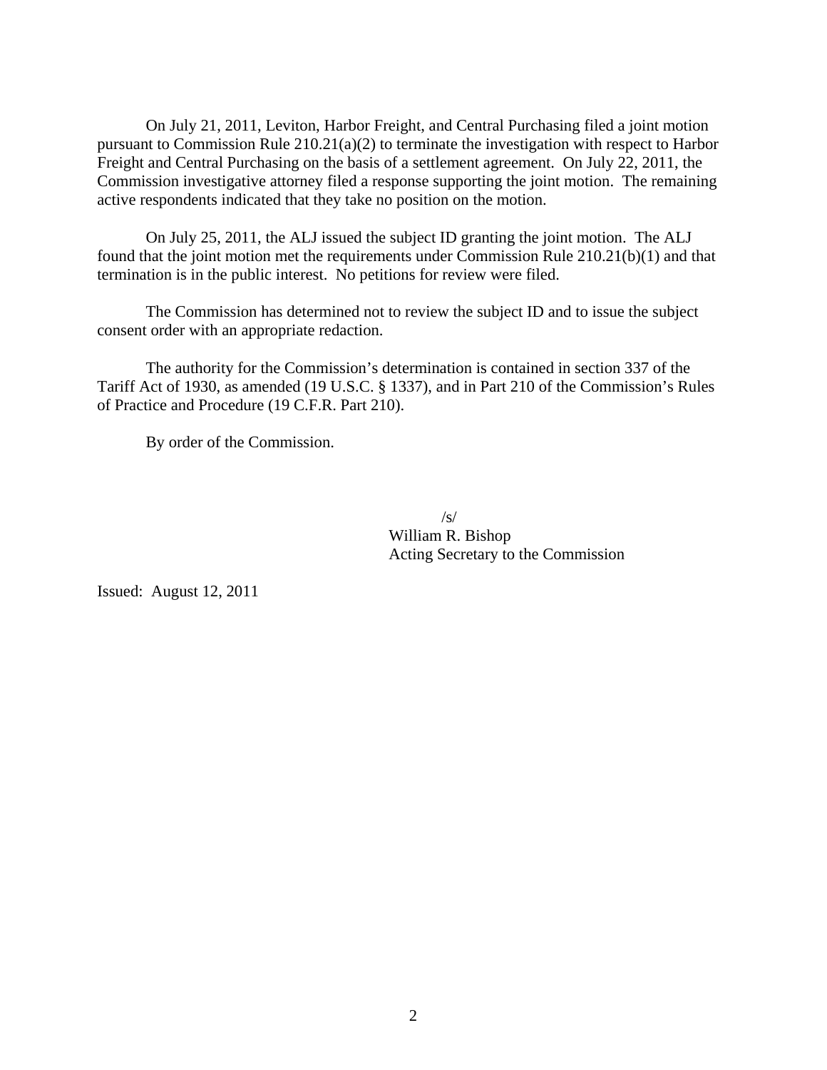On July 21, 2011, Leviton, Harbor Freight, and Central Purchasing filed a joint motion pursuant to Commission Rule 210.21(a)(2) to terminate the investigation with respect to Harbor Freight and Central Purchasing on the basis of a settlement agreement. On July 22, 2011, the Commission investigative attorney filed a response supporting the joint motion. The remaining active respondents indicated that they take no position on the motion.

On July 25, 2011, the ALJ issued the subject ID granting the joint motion. The ALJ found that the joint motion met the requirements under Commission Rule 210.21(b)(1) and that termination is in the public interest. No petitions for review were filed.

The Commission has determined not to review the subject ID and to issue the subject consent order with an appropriate redaction.

The authority for the Commission's determination is contained in section 337 of the Tariff Act of 1930, as amended (19 U.S.C. § 1337), and in Part 210 of the Commission's Rules of Practice and Procedure (19 C.F.R. Part 210).

By order of the Commission.

/s/
William R. Bishop
Acting Secretary to the Commission

Issued: August 12, 2011